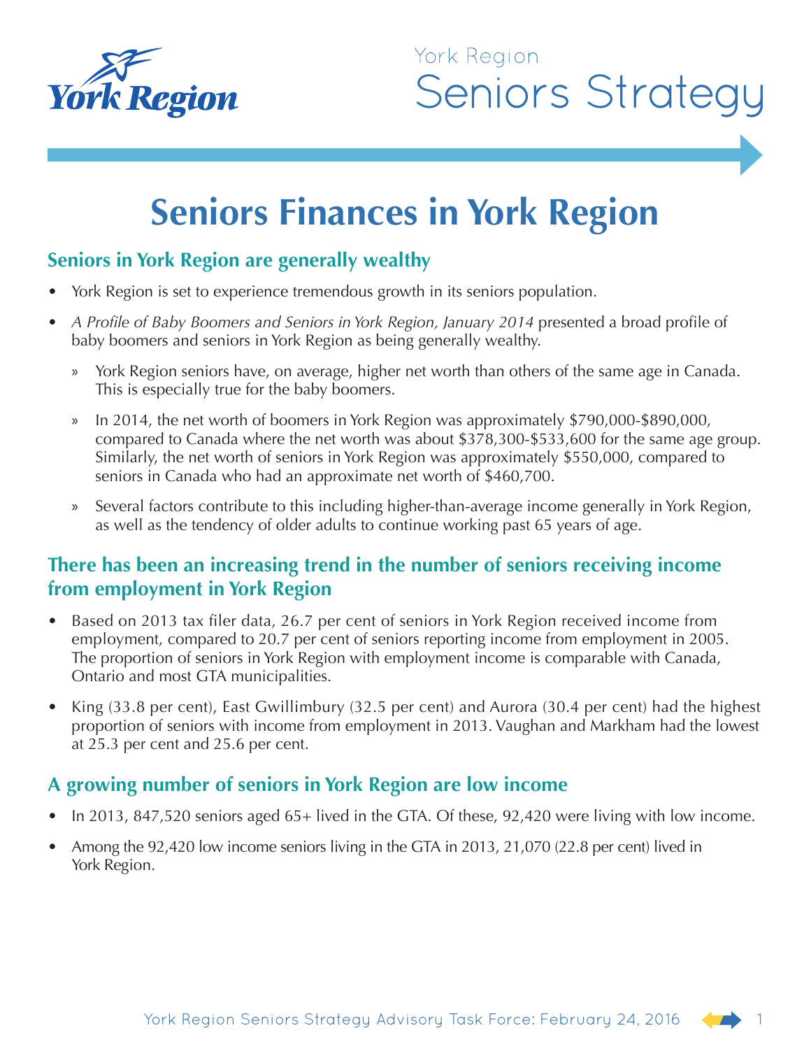York Region

# Seniors Strategy

## Seniors Finances in York Region

### Seniors in York Region are generally wealthy

- York Region is set to experience tremendous growth in its seniors population.
- *A Profile of Baby Boomers and Seniors in York Region, January 2014* presented a broad profile of baby boomers and seniors in York Region as being generally wealthy.
  - York Region seniors have, on average, higher net worth than others of the same age in Canada. This is especially true for the baby boomers.
  - In 2014, the net worth of boomers in York Region was approximately $790,000-$890,000, compared to Canada where the net worth was about $378,300-$533,600 for the same age group. Similarly, the net worth of seniors in York Region was approximately $550,000, compared to seniors in Canada who had an approximate net worth of $460,700.
  - Several factors contribute to this including higher-than-average income generally in York Region, as well as the tendency of older adults to continue working past 65 years of age.

### There has been an increasing trend in the number of seniors receiving income from employment in York Region

- Based on 2013 tax filer data, 26.7 per cent of seniors in York Region received income from employment, compared to 20.7 per cent of seniors reporting income from employment in 2005. The proportion of seniors in York Region with employment income is comparable with Canada, Ontario and most GTA municipalities.
- King (33.8 per cent), East Gwillimbury (32.5 per cent) and Aurora (30.4 per cent) had the highest proportion of seniors with income from employment in 2013. Vaughan and Markham had the lowest at 25.3 per cent and 25.6 per cent.

### A growing number of seniors in York Region are low income

- In 2013, 847,520 seniors aged 65+ lived in the GTA. Of these, 92,420 were living with low income.
- Among the 92,420 low income seniors living in the GTA in 2013, 21,070 (22.8 per cent) lived in York Region.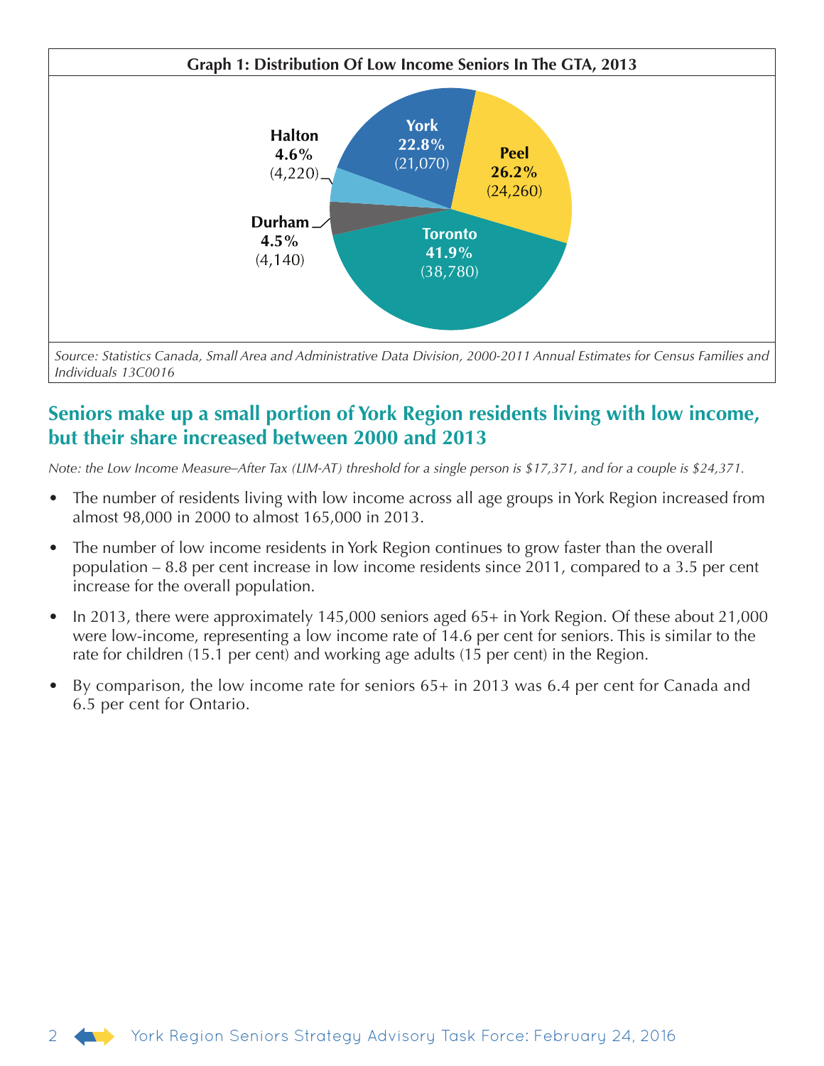**Graph 1: Distribution Of Low Income Seniors In The GTA, 2013**

| Region | Percentage | Number |
|---|---|---|
| Toronto | 41.9% | (38,780) |
| Peel | 26.2% | (24,260) |
| York | 22.8% | (21,070) |
| Halton | 4.6% | (4,220) |
| Durham | 4.5% | (4,140) |

*Source: Statistics Canada, Small Area and Administrative Data Division, 2000-2011 Annual Estimates for Census Families and Individuals 13C0016*

## Seniors make up a small portion of York Region residents living with low income, but their share increased between 2000 and 2013

*Note: the Low Income Measure–After Tax (LIM-AT) threshold for a single person is $17,371, and for a couple is $24,371.*

- The number of residents living with low income across all age groups in York Region increased from almost 98,000 in 2000 to almost 165,000 in 2013.
- The number of low income residents in York Region continues to grow faster than the overall population – 8.8 per cent increase in low income residents since 2011, compared to a 3.5 per cent increase for the overall population.
- In 2013, there were approximately 145,000 seniors aged 65+ in York Region. Of these about 21,000 were low-income, representing a low income rate of 14.6 per cent for seniors. This is similar to the rate for children (15.1 per cent) and working age adults (15 per cent) in the Region.
- By comparison, the low income rate for seniors 65+ in 2013 was 6.4 per cent for Canada and 6.5 per cent for Ontario.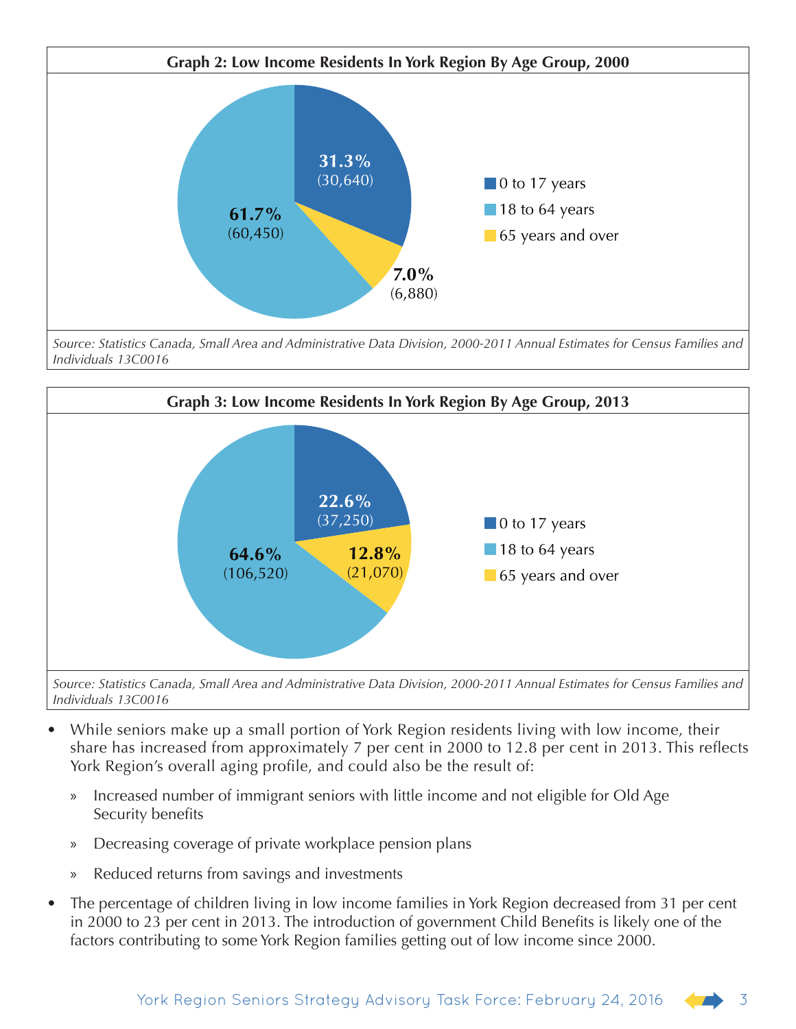**Graph 2: Low Income Residents In York Region By Age Group, 2000**

| Age Group | Percentage | Number |
|---|---|---|
| 0 to 17 years | 31.3% | 30,640 |
| 18 to 64 years | 61.7% | 60,450 |
| 65 years and over | 7.0% | 6,880 |

*Source: Statistics Canada, Small Area and Administrative Data Division, 2000-2011 Annual Estimates for Census Families and Individuals 13C0016*

**Graph 3: Low Income Residents In York Region By Age Group, 2013**

| Age Group | Percentage | Number |
|---|---|---|
| 0 to 17 years | 22.6% | 37,250 |
| 18 to 64 years | 64.6% | 106,520 |
| 65 years and over | 12.8% | 21,070 |

*Source: Statistics Canada, Small Area and Administrative Data Division, 2000-2011 Annual Estimates for Census Families and Individuals 13C0016*

- While seniors make up a small portion of York Region residents living with low income, their share has increased from approximately 7 per cent in 2000 to 12.8 per cent in 2013. This reflects York Region's overall aging profile, and could also be the result of:
  - Increased number of immigrant seniors with little income and not eligible for Old Age Security benefits
  - Decreasing coverage of private workplace pension plans
  - Reduced returns from savings and investments
- The percentage of children living in low income families in York Region decreased from 31 per cent in 2000 to 23 per cent in 2013. The introduction of government Child Benefits is likely one of the factors contributing to some York Region families getting out of low income since 2000.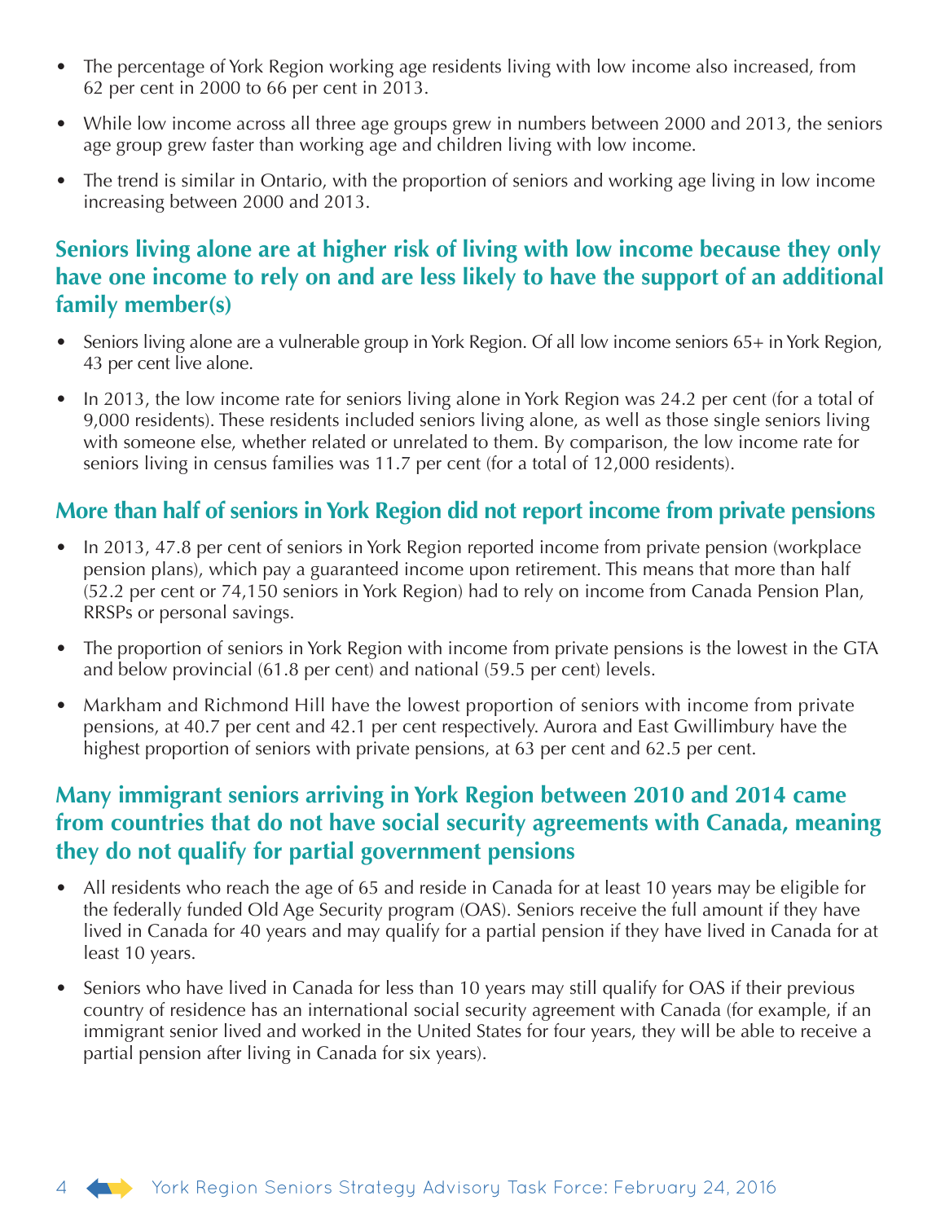- The percentage of York Region working age residents living with low income also increased, from 62 per cent in 2000 to 66 per cent in 2013.
- While low income across all three age groups grew in numbers between 2000 and 2013, the seniors age group grew faster than working age and children living with low income.
- The trend is similar in Ontario, with the proportion of seniors and working age living in low income increasing between 2000 and 2013.

## Seniors living alone are at higher risk of living with low income because they only have one income to rely on and are less likely to have the support of an additional family member(s)

- Seniors living alone are a vulnerable group in York Region. Of all low income seniors 65+ in York Region, 43 per cent live alone.
- In 2013, the low income rate for seniors living alone in York Region was 24.2 per cent (for a total of 9,000 residents). These residents included seniors living alone, as well as those single seniors living with someone else, whether related or unrelated to them. By comparison, the low income rate for seniors living in census families was 11.7 per cent (for a total of 12,000 residents).

## More than half of seniors in York Region did not report income from private pensions

- In 2013, 47.8 per cent of seniors in York Region reported income from private pension (workplace pension plans), which pay a guaranteed income upon retirement. This means that more than half (52.2 per cent or 74,150 seniors in York Region) had to rely on income from Canada Pension Plan, RRSPs or personal savings.
- The proportion of seniors in York Region with income from private pensions is the lowest in the GTA and below provincial (61.8 per cent) and national (59.5 per cent) levels.
- Markham and Richmond Hill have the lowest proportion of seniors with income from private pensions, at 40.7 per cent and 42.1 per cent respectively. Aurora and East Gwillimbury have the highest proportion of seniors with private pensions, at 63 per cent and 62.5 per cent.

## Many immigrant seniors arriving in York Region between 2010 and 2014 came from countries that do not have social security agreements with Canada, meaning they do not qualify for partial government pensions

- All residents who reach the age of 65 and reside in Canada for at least 10 years may be eligible for the federally funded Old Age Security program (OAS). Seniors receive the full amount if they have lived in Canada for 40 years and may qualify for a partial pension if they have lived in Canada for at least 10 years.
- Seniors who have lived in Canada for less than 10 years may still qualify for OAS if their previous country of residence has an international social security agreement with Canada (for example, if an immigrant senior lived and worked in the United States for four years, they will be able to receive a partial pension after living in Canada for six years).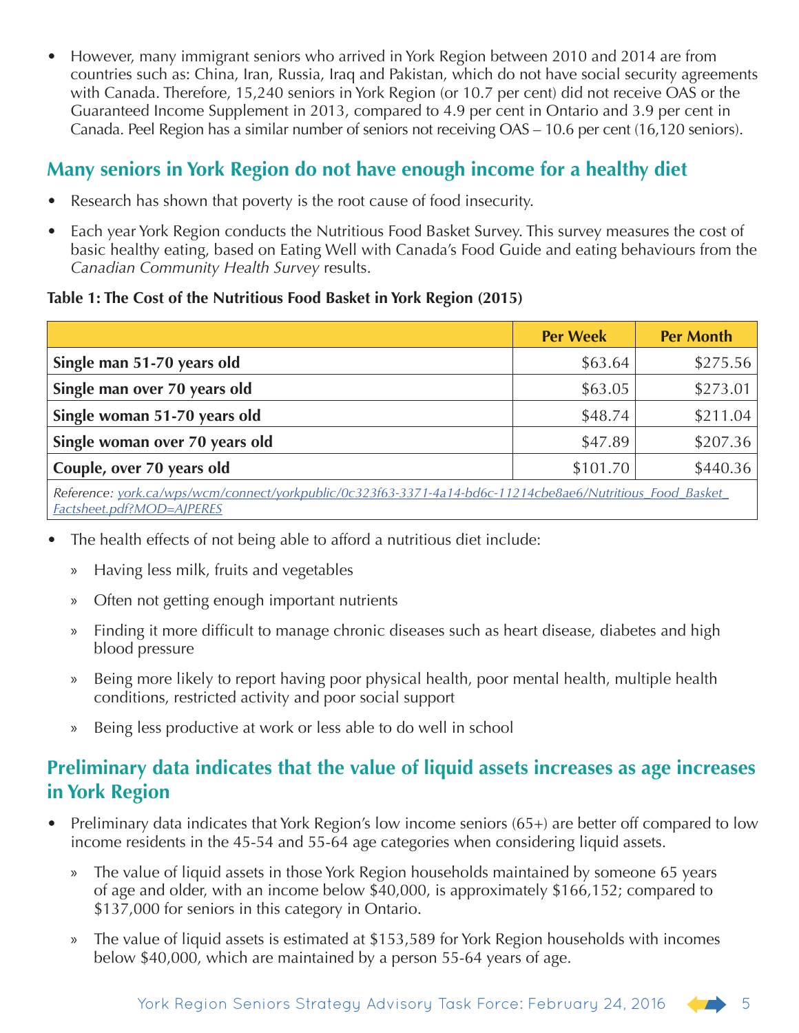- However, many immigrant seniors who arrived in York Region between 2010 and 2014 are from countries such as: China, Iran, Russia, Iraq and Pakistan, which do not have social security agreements with Canada. Therefore, 15,240 seniors in York Region (or 10.7 per cent) did not receive OAS or the Guaranteed Income Supplement in 2013, compared to 4.9 per cent in Ontario and 3.9 per cent in Canada. Peel Region has a similar number of seniors not receiving OAS – 10.6 per cent (16,120 seniors).

## Many seniors in York Region do not have enough income for a healthy diet

- Research has shown that poverty is the root cause of food insecurity.
- Each year York Region conducts the Nutritious Food Basket Survey. This survey measures the cost of basic healthy eating, based on Eating Well with Canada's Food Guide and eating behaviours from the *Canadian Community Health Survey* results.

**Table 1: The Cost of the Nutritious Food Basket in York Region (2015)**

| | Per Week | Per Month |
|---|---|---|
| **Single man 51-70 years old** | $63.64 | $275.56 |
| **Single man over 70 years old** | $63.05 | $273.01 |
| **Single woman 51-70 years old** | $48.74 | $211.04 |
| **Single woman over 70 years old** | $47.89 | $207.36 |
| **Couple, over 70 years old** | $101.70 | $440.36 |

*Reference: york.ca/wps/wcm/connect/yorkpublic/0c323f63-3371-4a14-bd6c-11214cbe8ae6/Nutritious_Food_Basket_Factsheet.pdf?MOD=AJPERES*

- The health effects of not being able to afford a nutritious diet include:
  - Having less milk, fruits and vegetables
  - Often not getting enough important nutrients
  - Finding it more difficult to manage chronic diseases such as heart disease, diabetes and high blood pressure
  - Being more likely to report having poor physical health, poor mental health, multiple health conditions, restricted activity and poor social support
  - Being less productive at work or less able to do well in school

## Preliminary data indicates that the value of liquid assets increases as age increases in York Region

- Preliminary data indicates that York Region's low income seniors (65+) are better off compared to low income residents in the 45-54 and 55-64 age categories when considering liquid assets.
  - The value of liquid assets in those York Region households maintained by someone 65 years of age and older, with an income below $40,000, is approximately $166,152; compared to $137,000 for seniors in this category in Ontario.
  - The value of liquid assets is estimated at $153,589 for York Region households with incomes below $40,000, which are maintained by a person 55-64 years of age.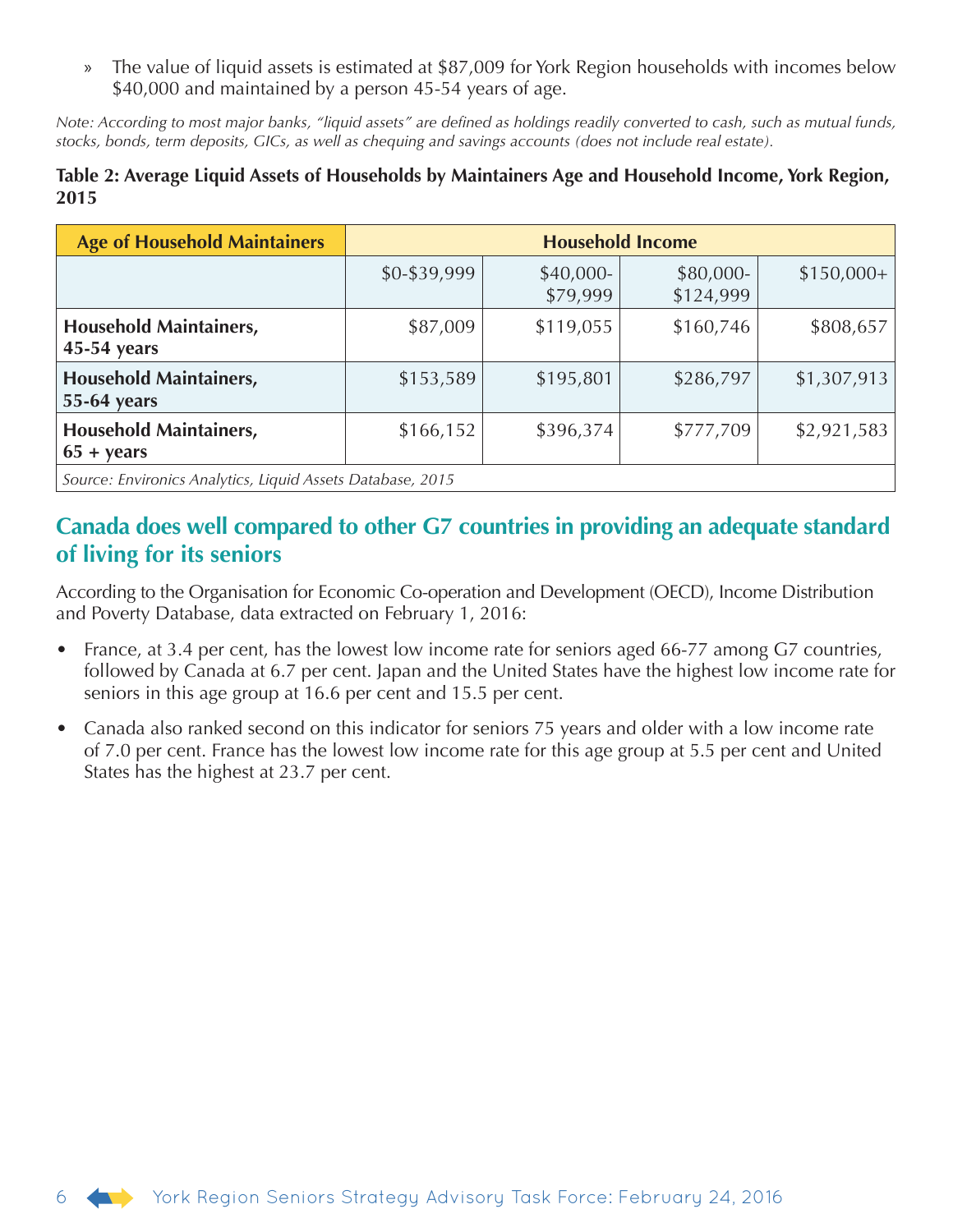- The value of liquid assets is estimated at $87,009 for York Region households with incomes below $40,000 and maintained by a person 45-54 years of age.

*Note: According to most major banks, "liquid assets" are defined as holdings readily converted to cash, such as mutual funds, stocks, bonds, term deposits, GICs, as well as chequing and savings accounts (does not include real estate).*

**Table 2: Average Liquid Assets of Households by Maintainers Age and Household Income, York Region, 2015**

| Age of Household Maintainers | Household Income | | | |
|---|---|---|---|---|
| | $0-$39,999 | $40,000-$79,999 | $80,000-$124,999 | $150,000+ |
| **Household Maintainers, 45-54 years** | $87,009 | $119,055 | $160,746 | $808,657 |
| **Household Maintainers, 55-64 years** | $153,589 | $195,801 | $286,797 | $1,307,913 |
| **Household Maintainers, 65 + years** | $166,152 | $396,374 | $777,709 | $2,921,583 |

*Source: Environics Analytics, Liquid Assets Database, 2015*

## Canada does well compared to other G7 countries in providing an adequate standard of living for its seniors

According to the Organisation for Economic Co-operation and Development (OECD), Income Distribution and Poverty Database, data extracted on February 1, 2016:

- France, at 3.4 per cent, has the lowest low income rate for seniors aged 66-77 among G7 countries, followed by Canada at 6.7 per cent. Japan and the United States have the highest low income rate for seniors in this age group at 16.6 per cent and 15.5 per cent.
- Canada also ranked second on this indicator for seniors 75 years and older with a low income rate of 7.0 per cent. France has the lowest low income rate for this age group at 5.5 per cent and United States has the highest at 23.7 per cent.